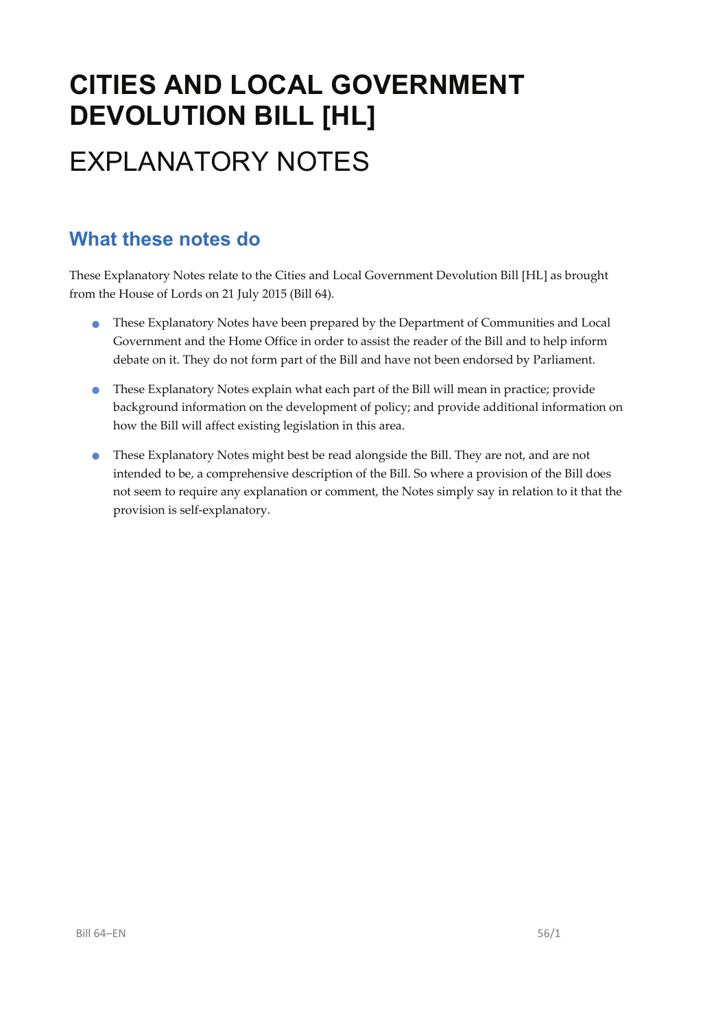# CITIES AND LOCAL GOVERNMENT DEVOLUTION BILL [HL]

# EXPLANATORY NOTES

## What these notes do

These Explanatory Notes relate to the Cities and Local Government Devolution Bill [HL] as brought from the House of Lords on 21 July 2015 (Bill 64).

- These Explanatory Notes have been prepared by the Department of Communities and Local Government and the Home Office in order to assist the reader of the Bill and to help inform debate on it. They do not form part of the Bill and have not been endorsed by Parliament.
- These Explanatory Notes explain what each part of the Bill will mean in practice; provide background information on the development of policy; and provide additional information on how the Bill will affect existing legislation in this area.
- These Explanatory Notes might best be read alongside the Bill. They are not, and are not intended to be, a comprehensive description of the Bill. So where a provision of the Bill does not seem to require any explanation or comment, the Notes simply say in relation to it that the provision is self-explanatory.

Bill 64–EN 56/1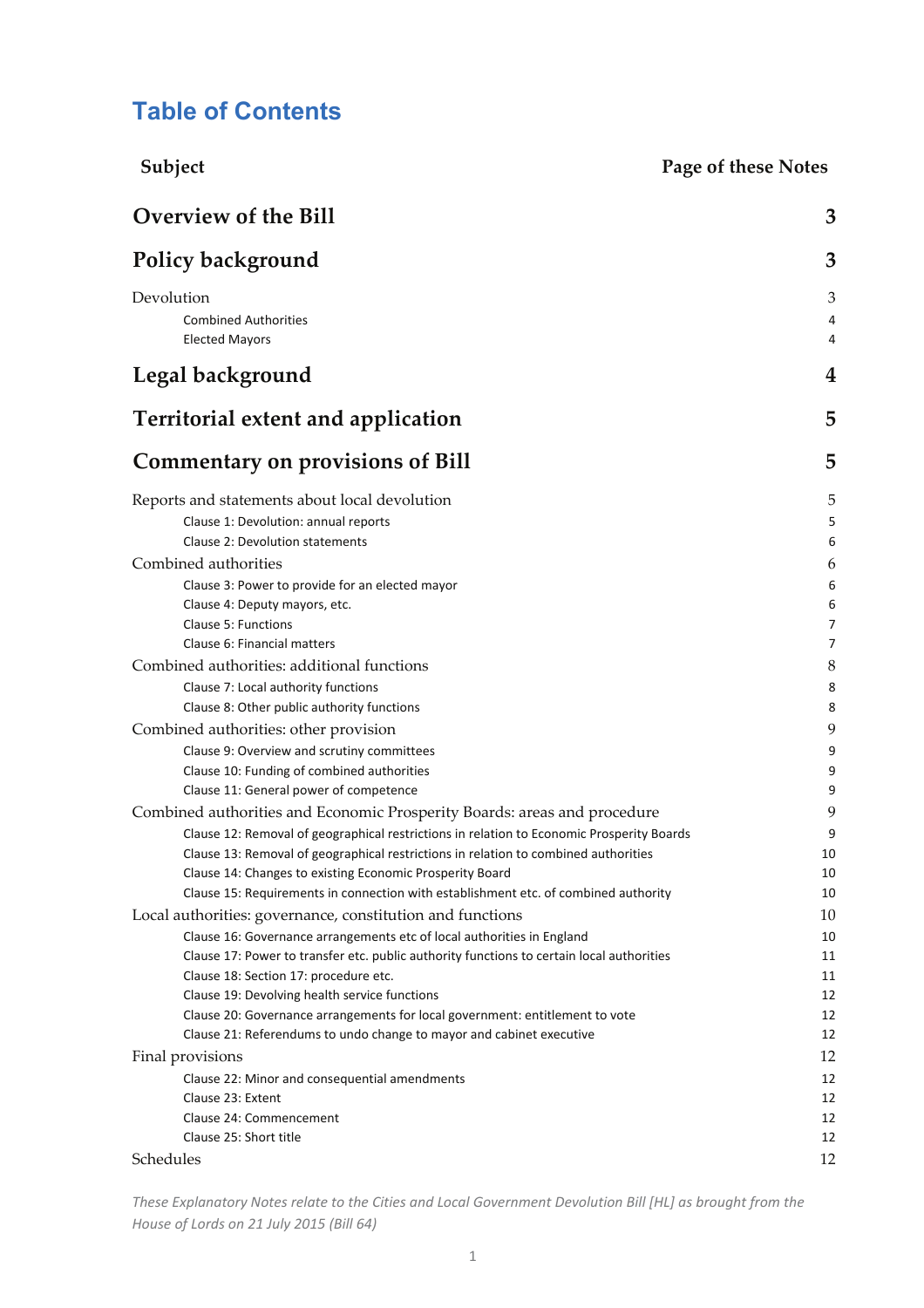# Table of Contents

| Subject | Page of these Notes |
|---|---|
| **Overview of the Bill** | **3** |
| **Policy background** | **3** |
| Devolution | 3 |
| Combined Authorities | 4 |
| Elected Mayors | 4 |
| **Legal background** | **4** |
| **Territorial extent and application** | **5** |
| **Commentary on provisions of Bill** | **5** |
| Reports and statements about local devolution | 5 |
| Clause 1: Devolution: annual reports | 5 |
| Clause 2: Devolution statements | 6 |
| Combined authorities | 6 |
| Clause 3: Power to provide for an elected mayor | 6 |
| Clause 4: Deputy mayors, etc. | 6 |
| Clause 5: Functions | 7 |
| Clause 6: Financial matters | 7 |
| Combined authorities: additional functions | 8 |
| Clause 7: Local authority functions | 8 |
| Clause 8: Other public authority functions | 8 |
| Combined authorities: other provision | 9 |
| Clause 9: Overview and scrutiny committees | 9 |
| Clause 10: Funding of combined authorities | 9 |
| Clause 11: General power of competence | 9 |
| Combined authorities and Economic Prosperity Boards: areas and procedure | 9 |
| Clause 12: Removal of geographical restrictions in relation to Economic Prosperity Boards | 9 |
| Clause 13: Removal of geographical restrictions in relation to combined authorities | 10 |
| Clause 14: Changes to existing Economic Prosperity Board | 10 |
| Clause 15: Requirements in connection with establishment etc. of combined authority | 10 |
| Local authorities: governance, constitution and functions | 10 |
| Clause 16: Governance arrangements etc of local authorities in England | 10 |
| Clause 17: Power to transfer etc. public authority functions to certain local authorities | 11 |
| Clause 18: Section 17: procedure etc. | 11 |
| Clause 19: Devolving health service functions | 12 |
| Clause 20: Governance arrangements for local government: entitlement to vote | 12 |
| Clause 21: Referendums to undo change to mayor and cabinet executive | 12 |
| Final provisions | 12 |
| Clause 22: Minor and consequential amendments | 12 |
| Clause 23: Extent | 12 |
| Clause 24: Commencement | 12 |
| Clause 25: Short title | 12 |
| Schedules | 12 |

*These Explanatory Notes relate to the Cities and Local Government Devolution Bill [HL] as brought from the House of Lords on 21 July 2015 (Bill 64)*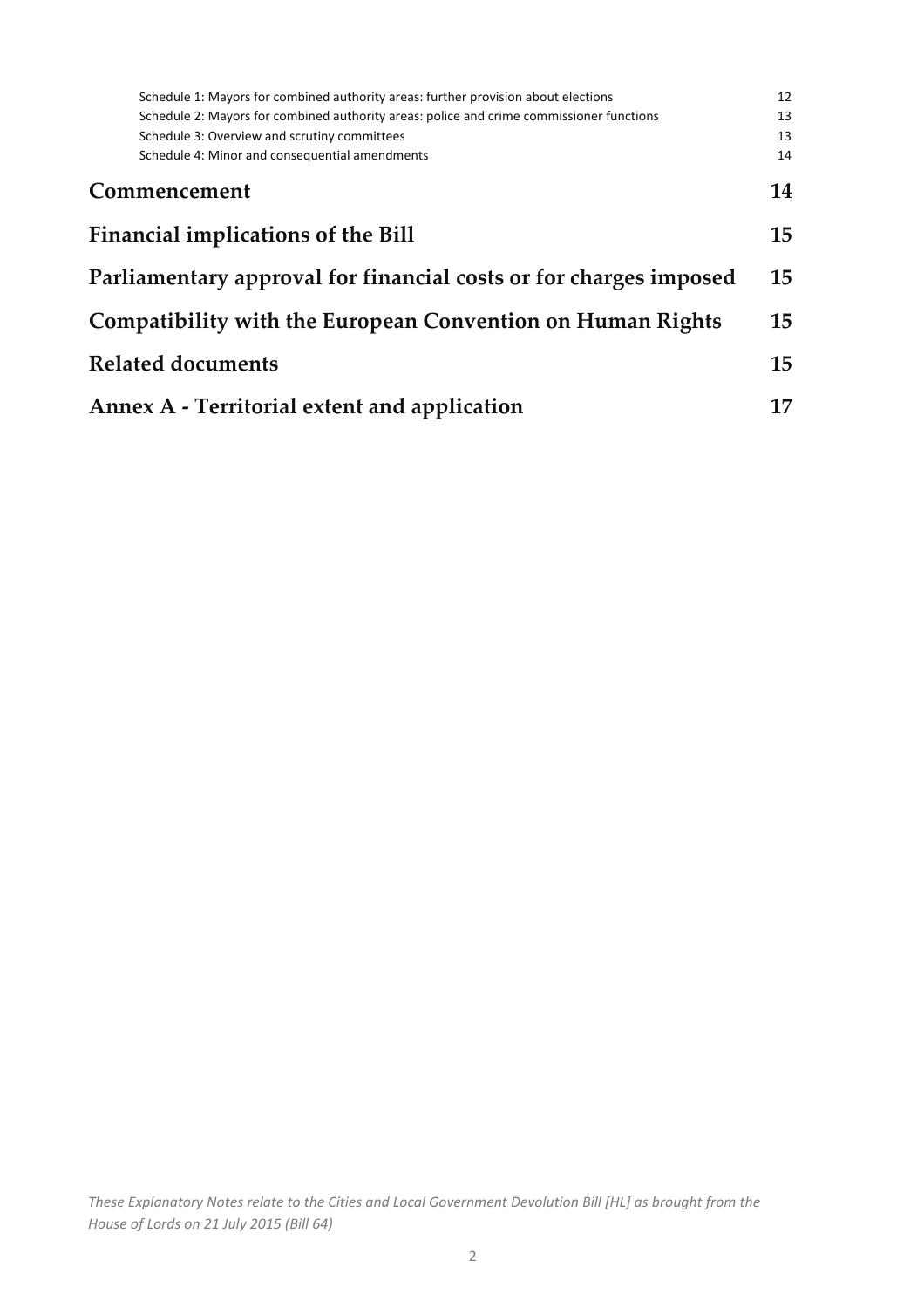Schedule 1: Mayors for combined authority areas: further provision about elections 12
Schedule 2: Mayors for combined authority areas: police and crime commissioner functions 13
Schedule 3: Overview and scrutiny committees 13
Schedule 4: Minor and consequential amendments 14

**Commencement** 14

**Financial implications of the Bill** 15

**Parliamentary approval for financial costs or for charges imposed** 15

**Compatibility with the European Convention on Human Rights** 15

**Related documents** 15

**Annex A - Territorial extent and application** 17

*These Explanatory Notes relate to the Cities and Local Government Devolution Bill [HL] as brought from the House of Lords on 21 July 2015 (Bill 64)*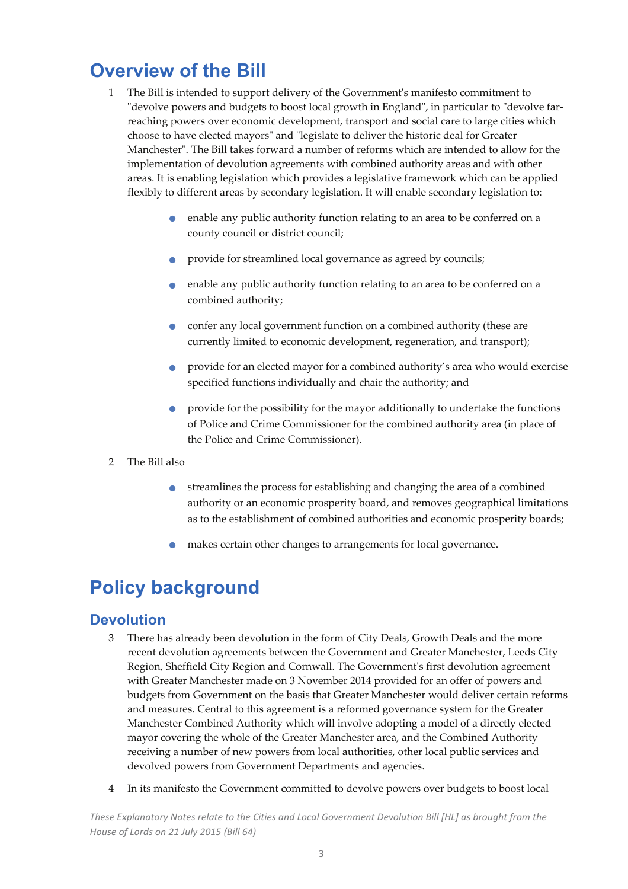# Overview of the Bill

1 The Bill is intended to support delivery of the Government's manifesto commitment to "devolve powers and budgets to boost local growth in England", in particular to "devolve far-reaching powers over economic development, transport and social care to large cities which choose to have elected mayors" and "legislate to deliver the historic deal for Greater Manchester". The Bill takes forward a number of reforms which are intended to allow for the implementation of devolution agreements with combined authority areas and with other areas. It is enabling legislation which provides a legislative framework which can be applied flexibly to different areas by secondary legislation. It will enable secondary legislation to:

- enable any public authority function relating to an area to be conferred on a county council or district council;
- provide for streamlined local governance as agreed by councils;
- enable any public authority function relating to an area to be conferred on a combined authority;
- confer any local government function on a combined authority (these are currently limited to economic development, regeneration, and transport);
- provide for an elected mayor for a combined authority's area who would exercise specified functions individually and chair the authority; and
- provide for the possibility for the mayor additionally to undertake the functions of Police and Crime Commissioner for the combined authority area (in place of the Police and Crime Commissioner).

2 The Bill also

- streamlines the process for establishing and changing the area of a combined authority or an economic prosperity board, and removes geographical limitations as to the establishment of combined authorities and economic prosperity boards;
- makes certain other changes to arrangements for local governance.

# Policy background

## Devolution

3 There has already been devolution in the form of City Deals, Growth Deals and the more recent devolution agreements between the Government and Greater Manchester, Leeds City Region, Sheffield City Region and Cornwall. The Government's first devolution agreement with Greater Manchester made on 3 November 2014 provided for an offer of powers and budgets from Government on the basis that Greater Manchester would deliver certain reforms and measures. Central to this agreement is a reformed governance system for the Greater Manchester Combined Authority which will involve adopting a model of a directly elected mayor covering the whole of the Greater Manchester area, and the Combined Authority receiving a number of new powers from local authorities, other local public services and devolved powers from Government Departments and agencies.

4 In its manifesto the Government committed to devolve powers over budgets to boost local

*These Explanatory Notes relate to the Cities and Local Government Devolution Bill [HL] as brought from the House of Lords on 21 July 2015 (Bill 64)*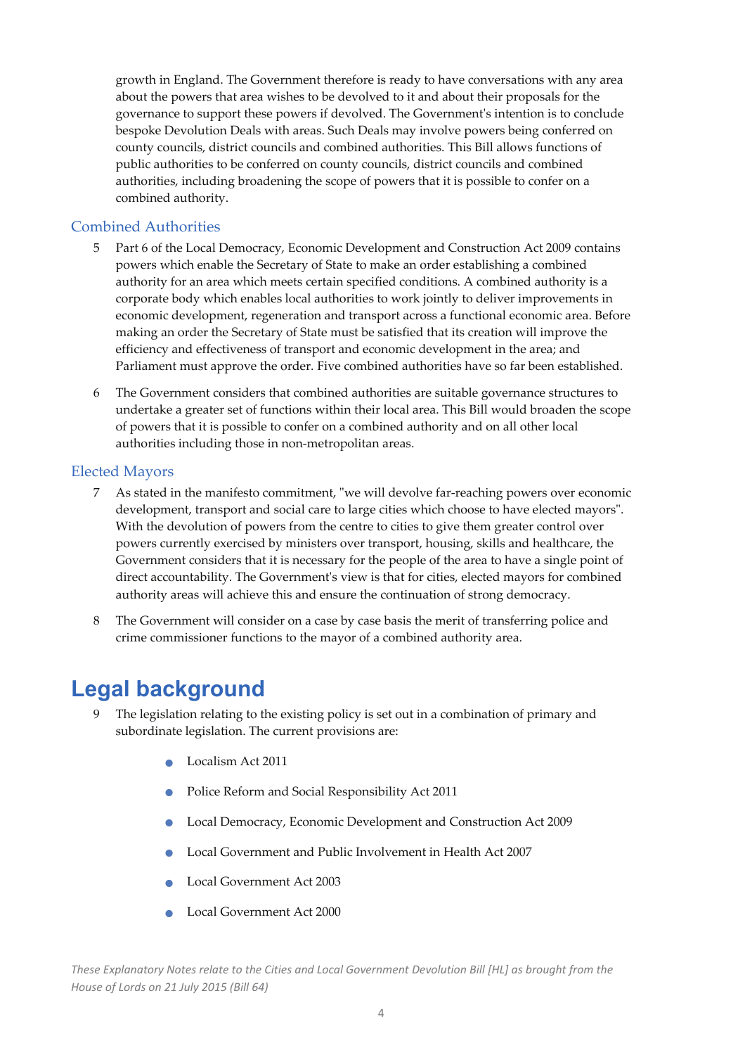growth in England. The Government therefore is ready to have conversations with any area about the powers that area wishes to be devolved to it and about their proposals for the governance to support these powers if devolved. The Government's intention is to conclude bespoke Devolution Deals with areas. Such Deals may involve powers being conferred on county councils, district councils and combined authorities. This Bill allows functions of public authorities to be conferred on county councils, district councils and combined authorities, including broadening the scope of powers that it is possible to confer on a combined authority.

### Combined Authorities

5 Part 6 of the Local Democracy, Economic Development and Construction Act 2009 contains powers which enable the Secretary of State to make an order establishing a combined authority for an area which meets certain specified conditions. A combined authority is a corporate body which enables local authorities to work jointly to deliver improvements in economic development, regeneration and transport across a functional economic area. Before making an order the Secretary of State must be satisfied that its creation will improve the efficiency and effectiveness of transport and economic development in the area; and Parliament must approve the order. Five combined authorities have so far been established.

6 The Government considers that combined authorities are suitable governance structures to undertake a greater set of functions within their local area. This Bill would broaden the scope of powers that it is possible to confer on a combined authority and on all other local authorities including those in non-metropolitan areas.

### Elected Mayors

7 As stated in the manifesto commitment, "we will devolve far-reaching powers over economic development, transport and social care to large cities which choose to have elected mayors". With the devolution of powers from the centre to cities to give them greater control over powers currently exercised by ministers over transport, housing, skills and healthcare, the Government considers that it is necessary for the people of the area to have a single point of direct accountability. The Government's view is that for cities, elected mayors for combined authority areas will achieve this and ensure the continuation of strong democracy.

8 The Government will consider on a case by case basis the merit of transferring police and crime commissioner functions to the mayor of a combined authority area.

## Legal background

9 The legislation relating to the existing policy is set out in a combination of primary and subordinate legislation. The current provisions are:

- Localism Act 2011
- Police Reform and Social Responsibility Act 2011
- Local Democracy, Economic Development and Construction Act 2009
- Local Government and Public Involvement in Health Act 2007
- Local Government Act 2003
- Local Government Act 2000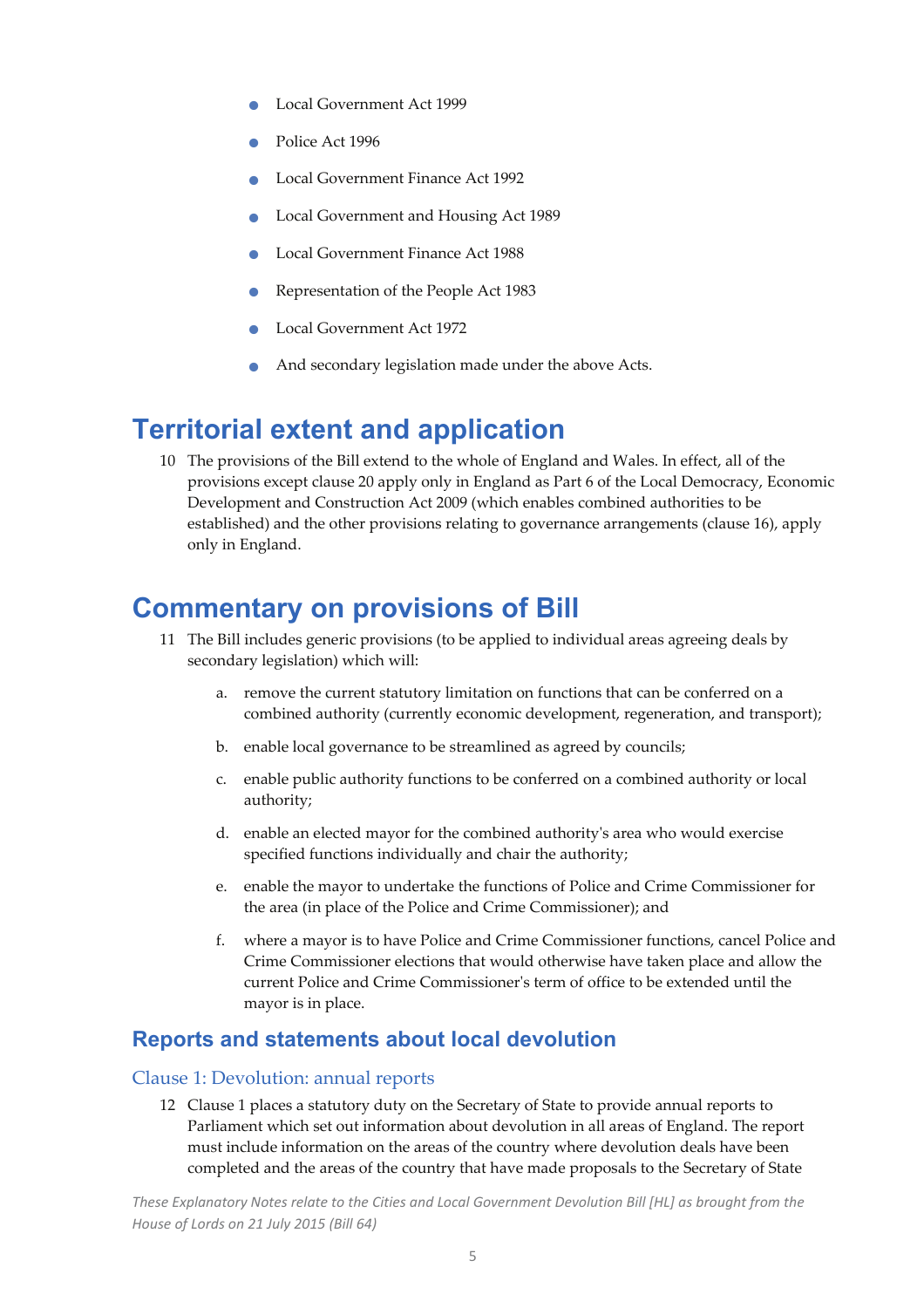- Local Government Act 1999
- Police Act 1996
- Local Government Finance Act 1992
- Local Government and Housing Act 1989
- Local Government Finance Act 1988
- Representation of the People Act 1983
- Local Government Act 1972
- And secondary legislation made under the above Acts.

# Territorial extent and application

10 The provisions of the Bill extend to the whole of England and Wales. In effect, all of the provisions except clause 20 apply only in England as Part 6 of the Local Democracy, Economic Development and Construction Act 2009 (which enables combined authorities to be established) and the other provisions relating to governance arrangements (clause 16), apply only in England.

# Commentary on provisions of Bill

11 The Bill includes generic provisions (to be applied to individual areas agreeing deals by secondary legislation) which will:

a. remove the current statutory limitation on functions that can be conferred on a combined authority (currently economic development, regeneration, and transport);

b. enable local governance to be streamlined as agreed by councils;

c. enable public authority functions to be conferred on a combined authority or local authority;

d. enable an elected mayor for the combined authority's area who would exercise specified functions individually and chair the authority;

e. enable the mayor to undertake the functions of Police and Crime Commissioner for the area (in place of the Police and Crime Commissioner); and

f. where a mayor is to have Police and Crime Commissioner functions, cancel Police and Crime Commissioner elections that would otherwise have taken place and allow the current Police and Crime Commissioner's term of office to be extended until the mayor is in place.

## Reports and statements about local devolution

### Clause 1: Devolution: annual reports

12 Clause 1 places a statutory duty on the Secretary of State to provide annual reports to Parliament which set out information about devolution in all areas of England. The report must include information on the areas of the country where devolution deals have been completed and the areas of the country that have made proposals to the Secretary of State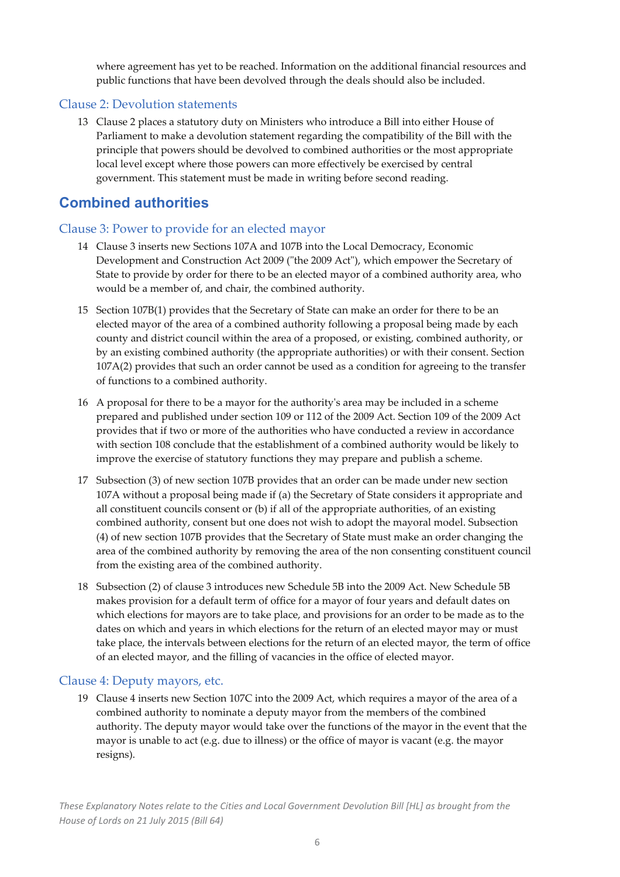where agreement has yet to be reached. Information on the additional financial resources and public functions that have been devolved through the deals should also be included.

### Clause 2: Devolution statements

13 Clause 2 places a statutory duty on Ministers who introduce a Bill into either House of Parliament to make a devolution statement regarding the compatibility of the Bill with the principle that powers should be devolved to combined authorities or the most appropriate local level except where those powers can more effectively be exercised by central government. This statement must be made in writing before second reading.

## Combined authorities

### Clause 3: Power to provide for an elected mayor

14 Clause 3 inserts new Sections 107A and 107B into the Local Democracy, Economic Development and Construction Act 2009 ("the 2009 Act"), which empower the Secretary of State to provide by order for there to be an elected mayor of a combined authority area, who would be a member of, and chair, the combined authority.

15 Section 107B(1) provides that the Secretary of State can make an order for there to be an elected mayor of the area of a combined authority following a proposal being made by each county and district council within the area of a proposed, or existing, combined authority, or by an existing combined authority (the appropriate authorities) or with their consent. Section 107A(2) provides that such an order cannot be used as a condition for agreeing to the transfer of functions to a combined authority.

16 A proposal for there to be a mayor for the authority's area may be included in a scheme prepared and published under section 109 or 112 of the 2009 Act. Section 109 of the 2009 Act provides that if two or more of the authorities who have conducted a review in accordance with section 108 conclude that the establishment of a combined authority would be likely to improve the exercise of statutory functions they may prepare and publish a scheme.

17 Subsection (3) of new section 107B provides that an order can be made under new section 107A without a proposal being made if (a) the Secretary of State considers it appropriate and all constituent councils consent or (b) if all of the appropriate authorities, of an existing combined authority, consent but one does not wish to adopt the mayoral model. Subsection (4) of new section 107B provides that the Secretary of State must make an order changing the area of the combined authority by removing the area of the non consenting constituent council from the existing area of the combined authority.

18 Subsection (2) of clause 3 introduces new Schedule 5B into the 2009 Act. New Schedule 5B makes provision for a default term of office for a mayor of four years and default dates on which elections for mayors are to take place, and provisions for an order to be made as to the dates on which and years in which elections for the return of an elected mayor may or must take place, the intervals between elections for the return of an elected mayor, the term of office of an elected mayor, and the filling of vacancies in the office of elected mayor.

### Clause 4: Deputy mayors, etc.

19 Clause 4 inserts new Section 107C into the 2009 Act, which requires a mayor of the area of a combined authority to nominate a deputy mayor from the members of the combined authority. The deputy mayor would take over the functions of the mayor in the event that the mayor is unable to act (e.g. due to illness) or the office of mayor is vacant (e.g. the mayor resigns).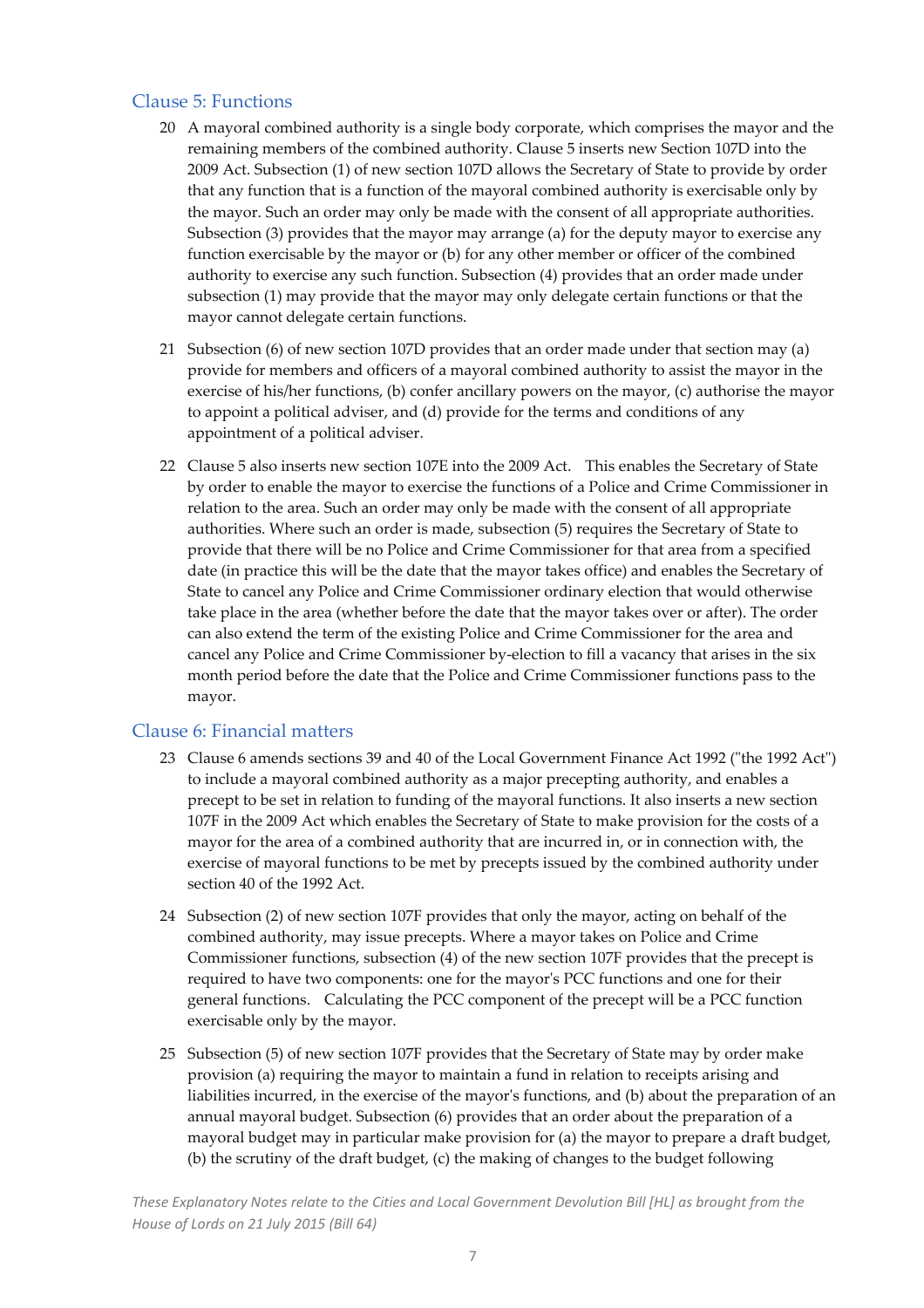## Clause 5: Functions

20 A mayoral combined authority is a single body corporate, which comprises the mayor and the remaining members of the combined authority. Clause 5 inserts new Section 107D into the 2009 Act. Subsection (1) of new section 107D allows the Secretary of State to provide by order that any function that is a function of the mayoral combined authority is exercisable only by the mayor. Such an order may only be made with the consent of all appropriate authorities. Subsection (3) provides that the mayor may arrange (a) for the deputy mayor to exercise any function exercisable by the mayor or (b) for any other member or officer of the combined authority to exercise any such function. Subsection (4) provides that an order made under subsection (1) may provide that the mayor may only delegate certain functions or that the mayor cannot delegate certain functions.

21 Subsection (6) of new section 107D provides that an order made under that section may (a) provide for members and officers of a mayoral combined authority to assist the mayor in the exercise of his/her functions, (b) confer ancillary powers on the mayor, (c) authorise the mayor to appoint a political adviser, and (d) provide for the terms and conditions of any appointment of a political adviser.

22 Clause 5 also inserts new section 107E into the 2009 Act. This enables the Secretary of State by order to enable the mayor to exercise the functions of a Police and Crime Commissioner in relation to the area. Such an order may only be made with the consent of all appropriate authorities. Where such an order is made, subsection (5) requires the Secretary of State to provide that there will be no Police and Crime Commissioner for that area from a specified date (in practice this will be the date that the mayor takes office) and enables the Secretary of State to cancel any Police and Crime Commissioner ordinary election that would otherwise take place in the area (whether before the date that the mayor takes over or after). The order can also extend the term of the existing Police and Crime Commissioner for the area and cancel any Police and Crime Commissioner by-election to fill a vacancy that arises in the six month period before the date that the Police and Crime Commissioner functions pass to the mayor.

## Clause 6: Financial matters

23 Clause 6 amends sections 39 and 40 of the Local Government Finance Act 1992 ("the 1992 Act") to include a mayoral combined authority as a major precepting authority, and enables a precept to be set in relation to funding of the mayoral functions. It also inserts a new section 107F in the 2009 Act which enables the Secretary of State to make provision for the costs of a mayor for the area of a combined authority that are incurred in, or in connection with, the exercise of mayoral functions to be met by precepts issued by the combined authority under section 40 of the 1992 Act.

24 Subsection (2) of new section 107F provides that only the mayor, acting on behalf of the combined authority, may issue precepts. Where a mayor takes on Police and Crime Commissioner functions, subsection (4) of the new section 107F provides that the precept is required to have two components: one for the mayor's PCC functions and one for their general functions. Calculating the PCC component of the precept will be a PCC function exercisable only by the mayor.

25 Subsection (5) of new section 107F provides that the Secretary of State may by order make provision (a) requiring the mayor to maintain a fund in relation to receipts arising and liabilities incurred, in the exercise of the mayor's functions, and (b) about the preparation of an annual mayoral budget. Subsection (6) provides that an order about the preparation of a mayoral budget may in particular make provision for (a) the mayor to prepare a draft budget, (b) the scrutiny of the draft budget, (c) the making of changes to the budget following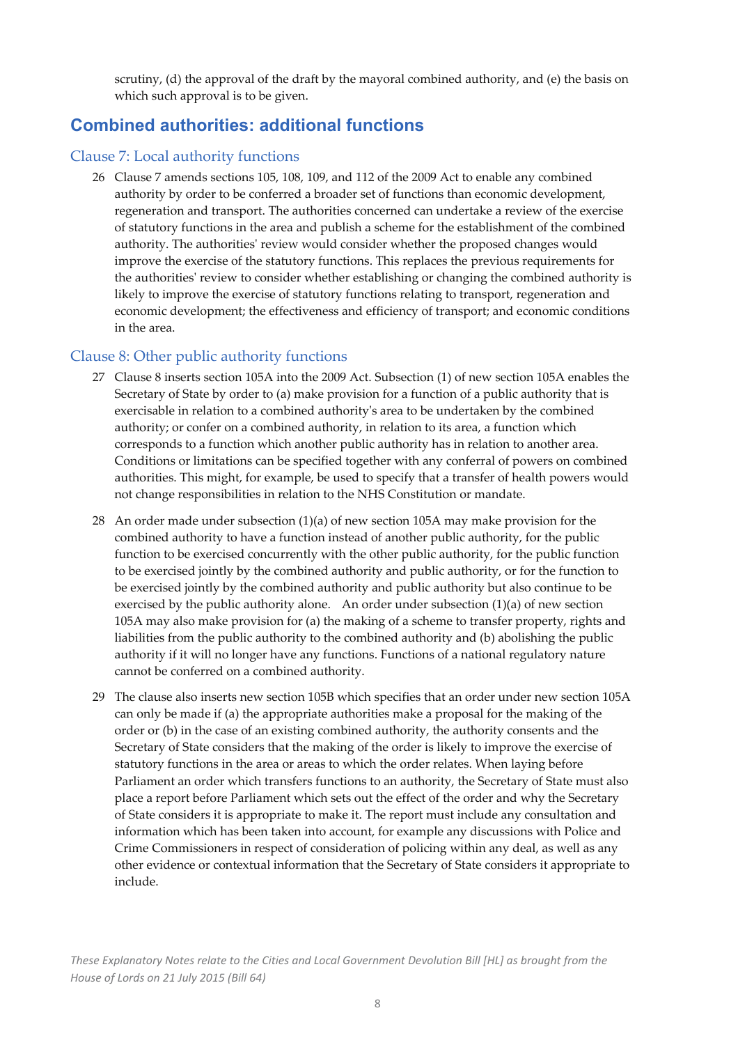scrutiny, (d) the approval of the draft by the mayoral combined authority, and (e) the basis on which such approval is to be given.

## Combined authorities: additional functions

### Clause 7: Local authority functions

26 Clause 7 amends sections 105, 108, 109, and 112 of the 2009 Act to enable any combined authority by order to be conferred a broader set of functions than economic development, regeneration and transport. The authorities concerned can undertake a review of the exercise of statutory functions in the area and publish a scheme for the establishment of the combined authority. The authorities' review would consider whether the proposed changes would improve the exercise of the statutory functions. This replaces the previous requirements for the authorities' review to consider whether establishing or changing the combined authority is likely to improve the exercise of statutory functions relating to transport, regeneration and economic development; the effectiveness and efficiency of transport; and economic conditions in the area.

### Clause 8: Other public authority functions

27 Clause 8 inserts section 105A into the 2009 Act. Subsection (1) of new section 105A enables the Secretary of State by order to (a) make provision for a function of a public authority that is exercisable in relation to a combined authority's area to be undertaken by the combined authority; or confer on a combined authority, in relation to its area, a function which corresponds to a function which another public authority has in relation to another area. Conditions or limitations can be specified together with any conferral of powers on combined authorities. This might, for example, be used to specify that a transfer of health powers would not change responsibilities in relation to the NHS Constitution or mandate.

28 An order made under subsection (1)(a) of new section 105A may make provision for the combined authority to have a function instead of another public authority, for the public function to be exercised concurrently with the other public authority, for the public function to be exercised jointly by the combined authority and public authority, or for the function to be exercised jointly by the combined authority and public authority but also continue to be exercised by the public authority alone. An order under subsection (1)(a) of new section 105A may also make provision for (a) the making of a scheme to transfer property, rights and liabilities from the public authority to the combined authority and (b) abolishing the public authority if it will no longer have any functions. Functions of a national regulatory nature cannot be conferred on a combined authority.

29 The clause also inserts new section 105B which specifies that an order under new section 105A can only be made if (a) the appropriate authorities make a proposal for the making of the order or (b) in the case of an existing combined authority, the authority consents and the Secretary of State considers that the making of the order is likely to improve the exercise of statutory functions in the area or areas to which the order relates. When laying before Parliament an order which transfers functions to an authority, the Secretary of State must also place a report before Parliament which sets out the effect of the order and why the Secretary of State considers it is appropriate to make it. The report must include any consultation and information which has been taken into account, for example any discussions with Police and Crime Commissioners in respect of consideration of policing within any deal, as well as any other evidence or contextual information that the Secretary of State considers it appropriate to include.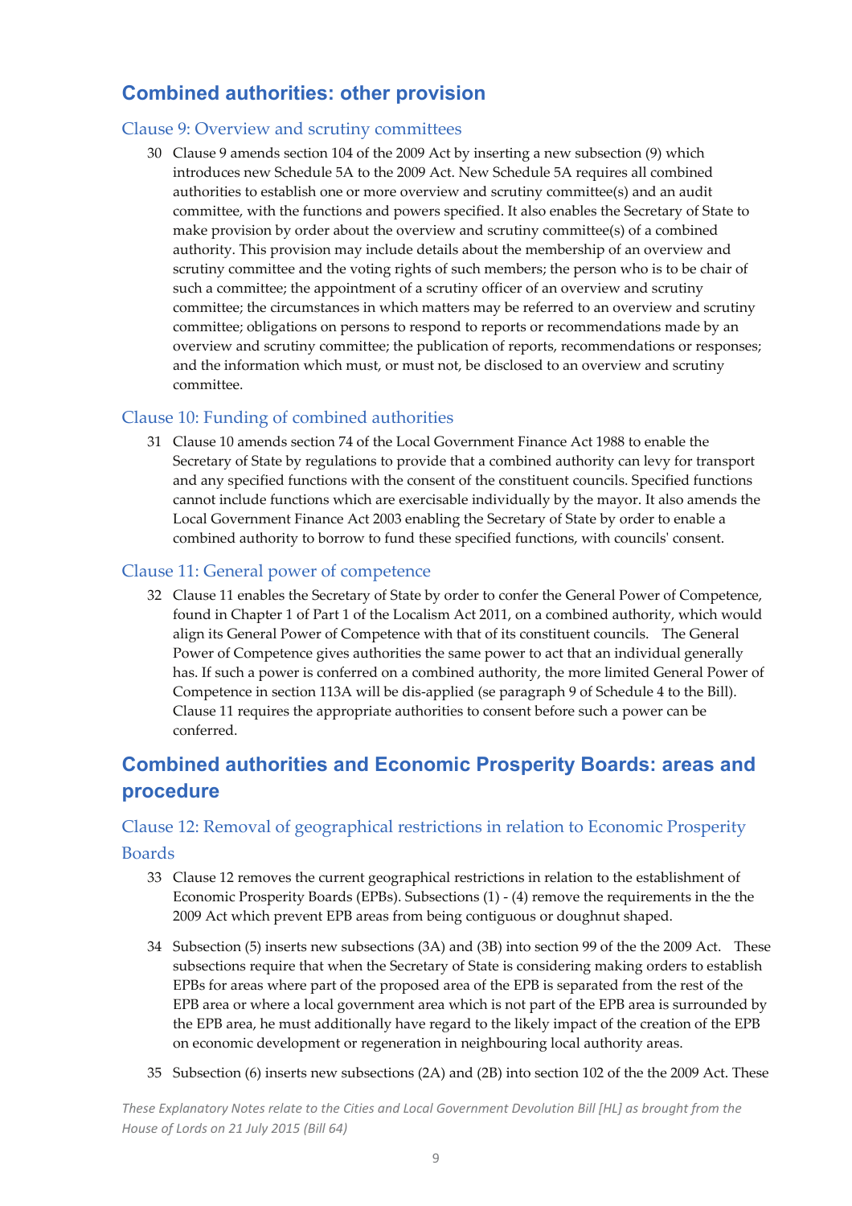## Combined authorities: other provision

### Clause 9: Overview and scrutiny committees

30 Clause 9 amends section 104 of the 2009 Act by inserting a new subsection (9) which introduces new Schedule 5A to the 2009 Act. New Schedule 5A requires all combined authorities to establish one or more overview and scrutiny committee(s) and an audit committee, with the functions and powers specified. It also enables the Secretary of State to make provision by order about the overview and scrutiny committee(s) of a combined authority. This provision may include details about the membership of an overview and scrutiny committee and the voting rights of such members; the person who is to be chair of such a committee; the appointment of a scrutiny officer of an overview and scrutiny committee; the circumstances in which matters may be referred to an overview and scrutiny committee; obligations on persons to respond to reports or recommendations made by an overview and scrutiny committee; the publication of reports, recommendations or responses; and the information which must, or must not, be disclosed to an overview and scrutiny committee.

### Clause 10: Funding of combined authorities

31 Clause 10 amends section 74 of the Local Government Finance Act 1988 to enable the Secretary of State by regulations to provide that a combined authority can levy for transport and any specified functions with the consent of the constituent councils. Specified functions cannot include functions which are exercisable individually by the mayor. It also amends the Local Government Finance Act 2003 enabling the Secretary of State by order to enable a combined authority to borrow to fund these specified functions, with councils' consent.

### Clause 11: General power of competence

32 Clause 11 enables the Secretary of State by order to confer the General Power of Competence, found in Chapter 1 of Part 1 of the Localism Act 2011, on a combined authority, which would align its General Power of Competence with that of its constituent councils. The General Power of Competence gives authorities the same power to act that an individual generally has. If such a power is conferred on a combined authority, the more limited General Power of Competence in section 113A will be dis-applied (se paragraph 9 of Schedule 4 to the Bill). Clause 11 requires the appropriate authorities to consent before such a power can be conferred.

## Combined authorities and Economic Prosperity Boards: areas and procedure

### Clause 12: Removal of geographical restrictions in relation to Economic Prosperity Boards

33 Clause 12 removes the current geographical restrictions in relation to the establishment of Economic Prosperity Boards (EPBs). Subsections (1) - (4) remove the requirements in the the 2009 Act which prevent EPB areas from being contiguous or doughnut shaped.

34 Subsection (5) inserts new subsections (3A) and (3B) into section 99 of the the 2009 Act. These subsections require that when the Secretary of State is considering making orders to establish EPBs for areas where part of the proposed area of the EPB is separated from the rest of the EPB area or where a local government area which is not part of the EPB area is surrounded by the EPB area, he must additionally have regard to the likely impact of the creation of the EPB on economic development or regeneration in neighbouring local authority areas.

35 Subsection (6) inserts new subsections (2A) and (2B) into section 102 of the the 2009 Act. These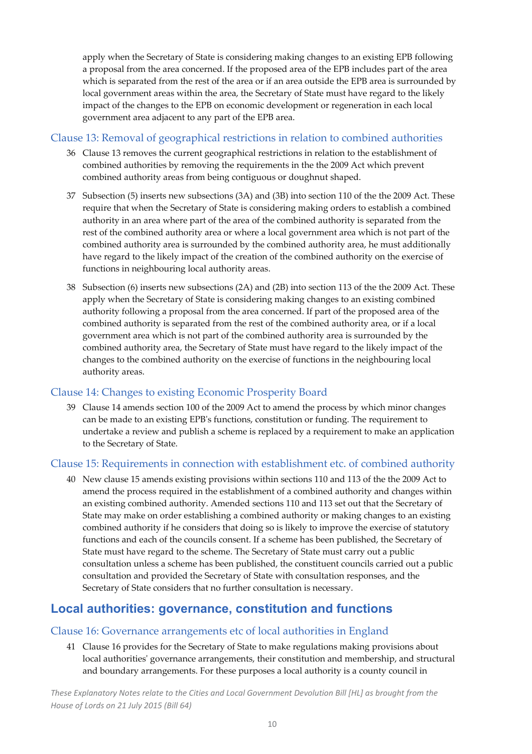apply when the Secretary of State is considering making changes to an existing EPB following a proposal from the area concerned. If the proposed area of the EPB includes part of the area which is separated from the rest of the area or if an area outside the EPB area is surrounded by local government areas within the area, the Secretary of State must have regard to the likely impact of the changes to the EPB on economic development or regeneration in each local government area adjacent to any part of the EPB area.

### Clause 13: Removal of geographical restrictions in relation to combined authorities

36 Clause 13 removes the current geographical restrictions in relation to the establishment of combined authorities by removing the requirements in the the 2009 Act which prevent combined authority areas from being contiguous or doughnut shaped.

37 Subsection (5) inserts new subsections (3A) and (3B) into section 110 of the the 2009 Act. These require that when the Secretary of State is considering making orders to establish a combined authority in an area where part of the area of the combined authority is separated from the rest of the combined authority area or where a local government area which is not part of the combined authority area is surrounded by the combined authority area, he must additionally have regard to the likely impact of the creation of the combined authority on the exercise of functions in neighbouring local authority areas.

38 Subsection (6) inserts new subsections (2A) and (2B) into section 113 of the the 2009 Act. These apply when the Secretary of State is considering making changes to an existing combined authority following a proposal from the area concerned. If part of the proposed area of the combined authority is separated from the rest of the combined authority area, or if a local government area which is not part of the combined authority area is surrounded by the combined authority area, the Secretary of State must have regard to the likely impact of the changes to the combined authority on the exercise of functions in the neighbouring local authority areas.

### Clause 14: Changes to existing Economic Prosperity Board

39 Clause 14 amends section 100 of the 2009 Act to amend the process by which minor changes can be made to an existing EPB's functions, constitution or funding. The requirement to undertake a review and publish a scheme is replaced by a requirement to make an application to the Secretary of State.

### Clause 15: Requirements in connection with establishment etc. of combined authority

40 New clause 15 amends existing provisions within sections 110 and 113 of the the 2009 Act to amend the process required in the establishment of a combined authority and changes within an existing combined authority. Amended sections 110 and 113 set out that the Secretary of State may make on order establishing a combined authority or making changes to an existing combined authority if he considers that doing so is likely to improve the exercise of statutory functions and each of the councils consent. If a scheme has been published, the Secretary of State must have regard to the scheme. The Secretary of State must carry out a public consultation unless a scheme has been published, the constituent councils carried out a public consultation and provided the Secretary of State with consultation responses, and the Secretary of State considers that no further consultation is necessary.

## Local authorities: governance, constitution and functions

### Clause 16: Governance arrangements etc of local authorities in England

41 Clause 16 provides for the Secretary of State to make regulations making provisions about local authorities' governance arrangements, their constitution and membership, and structural and boundary arrangements. For these purposes a local authority is a county council in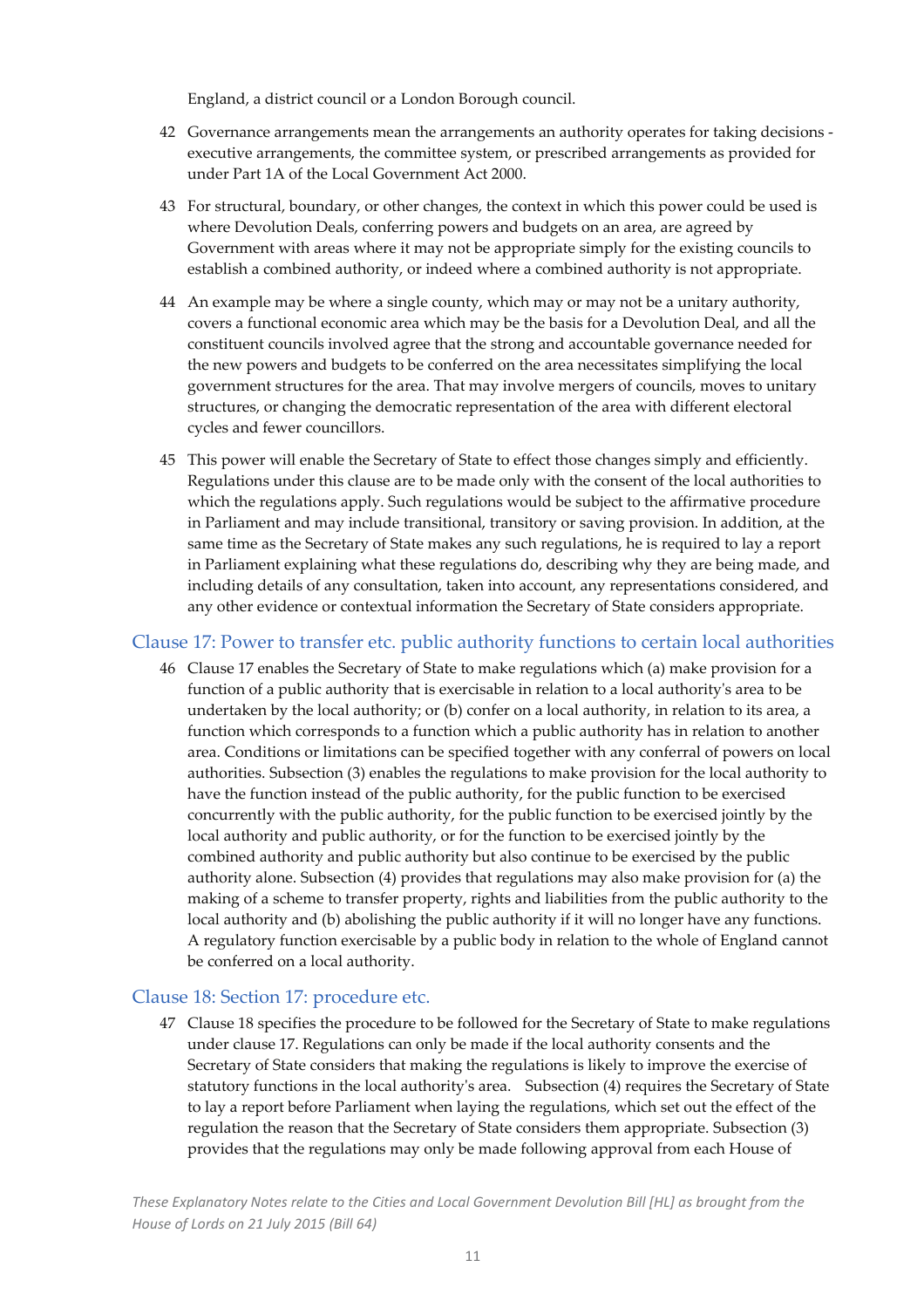England, a district council or a London Borough council.

42 Governance arrangements mean the arrangements an authority operates for taking decisions - executive arrangements, the committee system, or prescribed arrangements as provided for under Part 1A of the Local Government Act 2000.

43 For structural, boundary, or other changes, the context in which this power could be used is where Devolution Deals, conferring powers and budgets on an area, are agreed by Government with areas where it may not be appropriate simply for the existing councils to establish a combined authority, or indeed where a combined authority is not appropriate.

44 An example may be where a single county, which may or may not be a unitary authority, covers a functional economic area which may be the basis for a Devolution Deal, and all the constituent councils involved agree that the strong and accountable governance needed for the new powers and budgets to be conferred on the area necessitates simplifying the local government structures for the area. That may involve mergers of councils, moves to unitary structures, or changing the democratic representation of the area with different electoral cycles and fewer councillors.

45 This power will enable the Secretary of State to effect those changes simply and efficiently. Regulations under this clause are to be made only with the consent of the local authorities to which the regulations apply. Such regulations would be subject to the affirmative procedure in Parliament and may include transitional, transitory or saving provision. In addition, at the same time as the Secretary of State makes any such regulations, he is required to lay a report in Parliament explaining what these regulations do, describing why they are being made, and including details of any consultation, taken into account, any representations considered, and any other evidence or contextual information the Secretary of State considers appropriate.

## Clause 17: Power to transfer etc. public authority functions to certain local authorities

46 Clause 17 enables the Secretary of State to make regulations which (a) make provision for a function of a public authority that is exercisable in relation to a local authority's area to be undertaken by the local authority; or (b) confer on a local authority, in relation to its area, a function which corresponds to a function which a public authority has in relation to another area. Conditions or limitations can be specified together with any conferral of powers on local authorities. Subsection (3) enables the regulations to make provision for the local authority to have the function instead of the public authority, for the public function to be exercised concurrently with the public authority, for the public function to be exercised jointly by the local authority and public authority, or for the function to be exercised jointly by the combined authority and public authority but also continue to be exercised by the public authority alone. Subsection (4) provides that regulations may also make provision for (a) the making of a scheme to transfer property, rights and liabilities from the public authority to the local authority and (b) abolishing the public authority if it will no longer have any functions. A regulatory function exercisable by a public body in relation to the whole of England cannot be conferred on a local authority.

## Clause 18: Section 17: procedure etc.

47 Clause 18 specifies the procedure to be followed for the Secretary of State to make regulations under clause 17. Regulations can only be made if the local authority consents and the Secretary of State considers that making the regulations is likely to improve the exercise of statutory functions in the local authority's area. Subsection (4) requires the Secretary of State to lay a report before Parliament when laying the regulations, which set out the effect of the regulation the reason that the Secretary of State considers them appropriate. Subsection (3) provides that the regulations may only be made following approval from each House of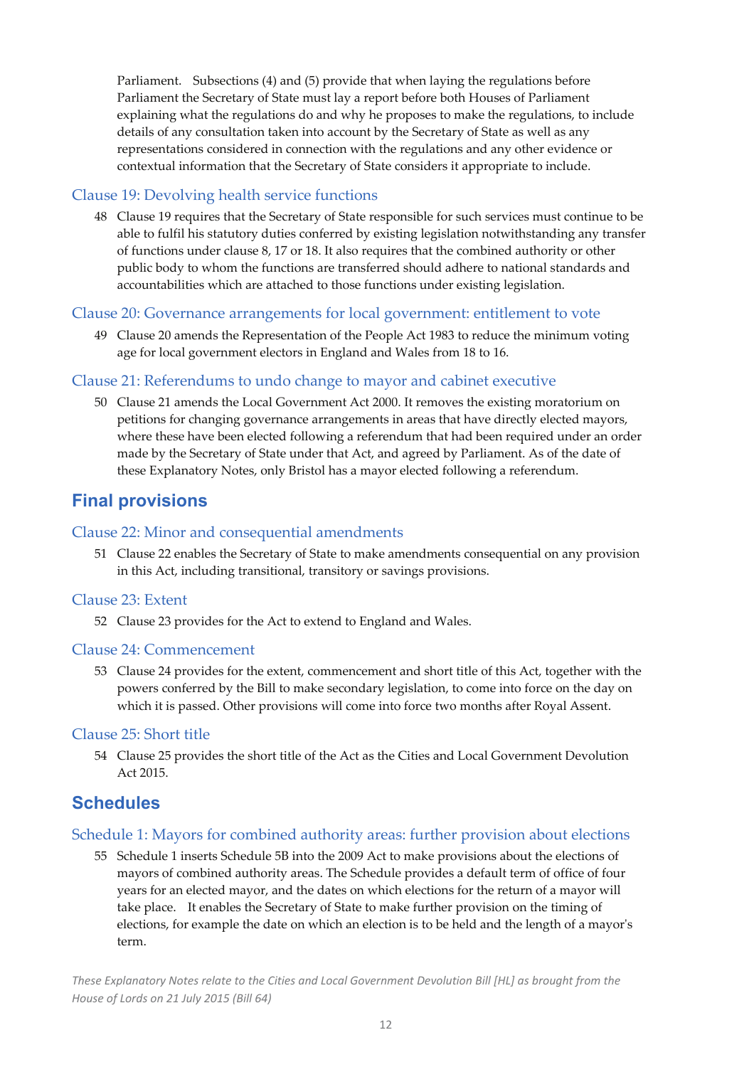Parliament. Subsections (4) and (5) provide that when laying the regulations before Parliament the Secretary of State must lay a report before both Houses of Parliament explaining what the regulations do and why he proposes to make the regulations, to include details of any consultation taken into account by the Secretary of State as well as any representations considered in connection with the regulations and any other evidence or contextual information that the Secretary of State considers it appropriate to include.

### Clause 19: Devolving health service functions

48 Clause 19 requires that the Secretary of State responsible for such services must continue to be able to fulfil his statutory duties conferred by existing legislation notwithstanding any transfer of functions under clause 8, 17 or 18. It also requires that the combined authority or other public body to whom the functions are transferred should adhere to national standards and accountabilities which are attached to those functions under existing legislation.

### Clause 20: Governance arrangements for local government: entitlement to vote

49 Clause 20 amends the Representation of the People Act 1983 to reduce the minimum voting age for local government electors in England and Wales from 18 to 16.

### Clause 21: Referendums to undo change to mayor and cabinet executive

50 Clause 21 amends the Local Government Act 2000. It removes the existing moratorium on petitions for changing governance arrangements in areas that have directly elected mayors, where these have been elected following a referendum that had been required under an order made by the Secretary of State under that Act, and agreed by Parliament. As of the date of these Explanatory Notes, only Bristol has a mayor elected following a referendum.

## Final provisions

### Clause 22: Minor and consequential amendments

51 Clause 22 enables the Secretary of State to make amendments consequential on any provision in this Act, including transitional, transitory or savings provisions.

### Clause 23: Extent

52 Clause 23 provides for the Act to extend to England and Wales.

### Clause 24: Commencement

53 Clause 24 provides for the extent, commencement and short title of this Act, together with the powers conferred by the Bill to make secondary legislation, to come into force on the day on which it is passed. Other provisions will come into force two months after Royal Assent.

### Clause 25: Short title

54 Clause 25 provides the short title of the Act as the Cities and Local Government Devolution Act 2015.

## Schedules

### Schedule 1: Mayors for combined authority areas: further provision about elections

55 Schedule 1 inserts Schedule 5B into the 2009 Act to make provisions about the elections of mayors of combined authority areas. The Schedule provides a default term of office of four years for an elected mayor, and the dates on which elections for the return of a mayor will take place. It enables the Secretary of State to make further provision on the timing of elections, for example the date on which an election is to be held and the length of a mayor's term.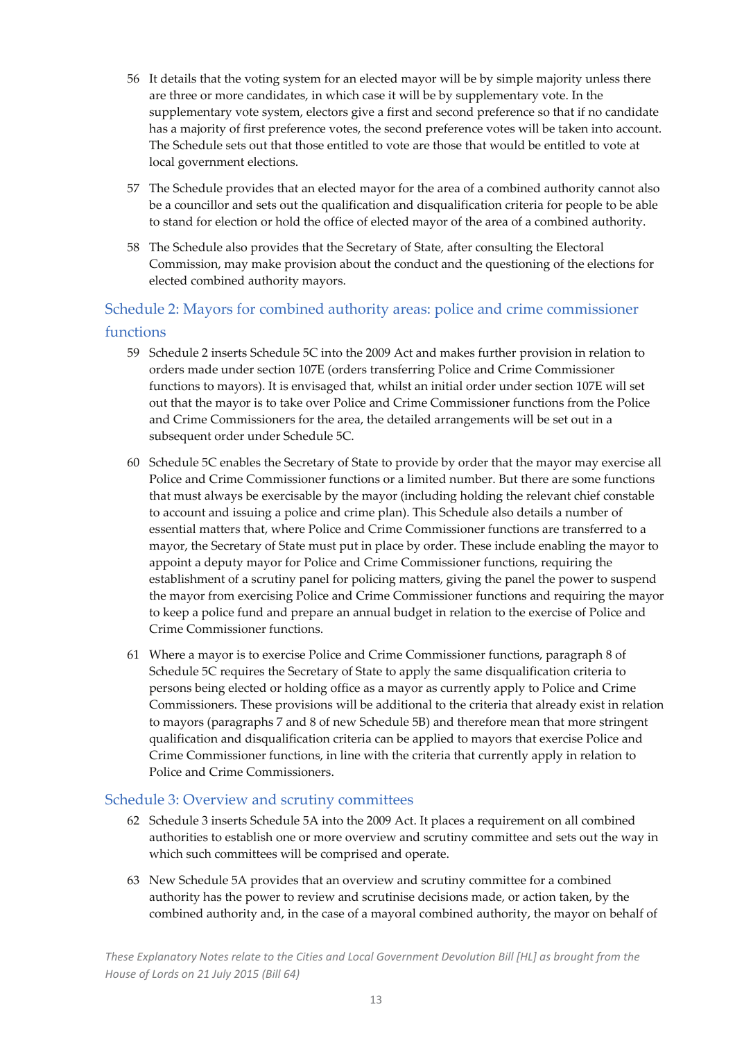56 It details that the voting system for an elected mayor will be by simple majority unless there are three or more candidates, in which case it will be by supplementary vote. In the supplementary vote system, electors give a first and second preference so that if no candidate has a majority of first preference votes, the second preference votes will be taken into account. The Schedule sets out that those entitled to vote are those that would be entitled to vote at local government elections.

57 The Schedule provides that an elected mayor for the area of a combined authority cannot also be a councillor and sets out the qualification and disqualification criteria for people to be able to stand for election or hold the office of elected mayor of the area of a combined authority.

58 The Schedule also provides that the Secretary of State, after consulting the Electoral Commission, may make provision about the conduct and the questioning of the elections for elected combined authority mayors.

## Schedule 2: Mayors for combined authority areas: police and crime commissioner functions

59 Schedule 2 inserts Schedule 5C into the 2009 Act and makes further provision in relation to orders made under section 107E (orders transferring Police and Crime Commissioner functions to mayors). It is envisaged that, whilst an initial order under section 107E will set out that the mayor is to take over Police and Crime Commissioner functions from the Police and Crime Commissioners for the area, the detailed arrangements will be set out in a subsequent order under Schedule 5C.

60 Schedule 5C enables the Secretary of State to provide by order that the mayor may exercise all Police and Crime Commissioner functions or a limited number. But there are some functions that must always be exercisable by the mayor (including holding the relevant chief constable to account and issuing a police and crime plan). This Schedule also details a number of essential matters that, where Police and Crime Commissioner functions are transferred to a mayor, the Secretary of State must put in place by order. These include enabling the mayor to appoint a deputy mayor for Police and Crime Commissioner functions, requiring the establishment of a scrutiny panel for policing matters, giving the panel the power to suspend the mayor from exercising Police and Crime Commissioner functions and requiring the mayor to keep a police fund and prepare an annual budget in relation to the exercise of Police and Crime Commissioner functions.

61 Where a mayor is to exercise Police and Crime Commissioner functions, paragraph 8 of Schedule 5C requires the Secretary of State to apply the same disqualification criteria to persons being elected or holding office as a mayor as currently apply to Police and Crime Commissioners. These provisions will be additional to the criteria that already exist in relation to mayors (paragraphs 7 and 8 of new Schedule 5B) and therefore mean that more stringent qualification and disqualification criteria can be applied to mayors that exercise Police and Crime Commissioner functions, in line with the criteria that currently apply in relation to Police and Crime Commissioners.

## Schedule 3: Overview and scrutiny committees

62 Schedule 3 inserts Schedule 5A into the 2009 Act. It places a requirement on all combined authorities to establish one or more overview and scrutiny committee and sets out the way in which such committees will be comprised and operate.

63 New Schedule 5A provides that an overview and scrutiny committee for a combined authority has the power to review and scrutinise decisions made, or action taken, by the combined authority and, in the case of a mayoral combined authority, the mayor on behalf of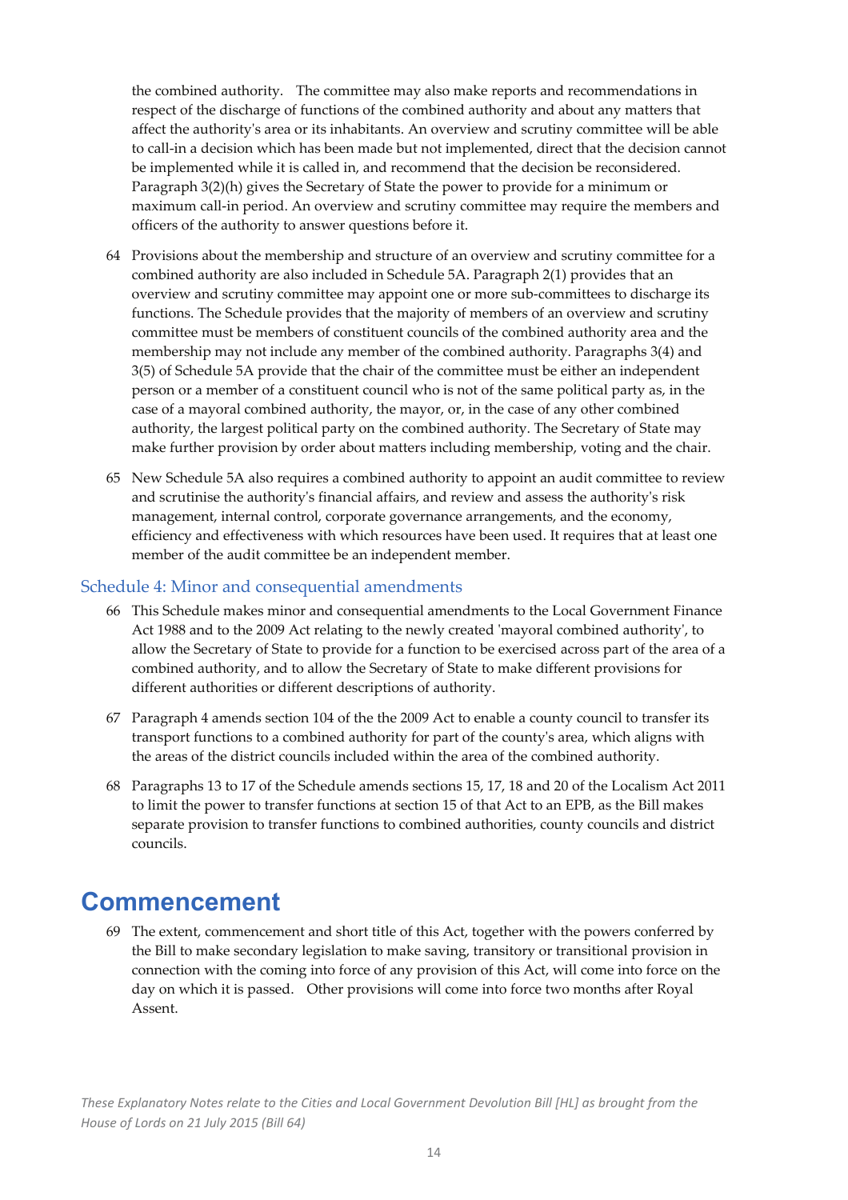the combined authority. The committee may also make reports and recommendations in respect of the discharge of functions of the combined authority and about any matters that affect the authority's area or its inhabitants. An overview and scrutiny committee will be able to call-in a decision which has been made but not implemented, direct that the decision cannot be implemented while it is called in, and recommend that the decision be reconsidered. Paragraph 3(2)(h) gives the Secretary of State the power to provide for a minimum or maximum call-in period. An overview and scrutiny committee may require the members and officers of the authority to answer questions before it.

64 Provisions about the membership and structure of an overview and scrutiny committee for a combined authority are also included in Schedule 5A. Paragraph 2(1) provides that an overview and scrutiny committee may appoint one or more sub-committees to discharge its functions. The Schedule provides that the majority of members of an overview and scrutiny committee must be members of constituent councils of the combined authority area and the membership may not include any member of the combined authority. Paragraphs 3(4) and 3(5) of Schedule 5A provide that the chair of the committee must be either an independent person or a member of a constituent council who is not of the same political party as, in the case of a mayoral combined authority, the mayor, or, in the case of any other combined authority, the largest political party on the combined authority. The Secretary of State may make further provision by order about matters including membership, voting and the chair.

65 New Schedule 5A also requires a combined authority to appoint an audit committee to review and scrutinise the authority's financial affairs, and review and assess the authority's risk management, internal control, corporate governance arrangements, and the economy, efficiency and effectiveness with which resources have been used. It requires that at least one member of the audit committee be an independent member.

## Schedule 4: Minor and consequential amendments

66 This Schedule makes minor and consequential amendments to the Local Government Finance Act 1988 and to the 2009 Act relating to the newly created 'mayoral combined authority', to allow the Secretary of State to provide for a function to be exercised across part of the area of a combined authority, and to allow the Secretary of State to make different provisions for different authorities or different descriptions of authority.

67 Paragraph 4 amends section 104 of the the 2009 Act to enable a county council to transfer its transport functions to a combined authority for part of the county's area, which aligns with the areas of the district councils included within the area of the combined authority.

68 Paragraphs 13 to 17 of the Schedule amends sections 15, 17, 18 and 20 of the Localism Act 2011 to limit the power to transfer functions at section 15 of that Act to an EPB, as the Bill makes separate provision to transfer functions to combined authorities, county councils and district councils.

# Commencement

69 The extent, commencement and short title of this Act, together with the powers conferred by the Bill to make secondary legislation to make saving, transitory or transitional provision in connection with the coming into force of any provision of this Act, will come into force on the day on which it is passed. Other provisions will come into force two months after Royal Assent.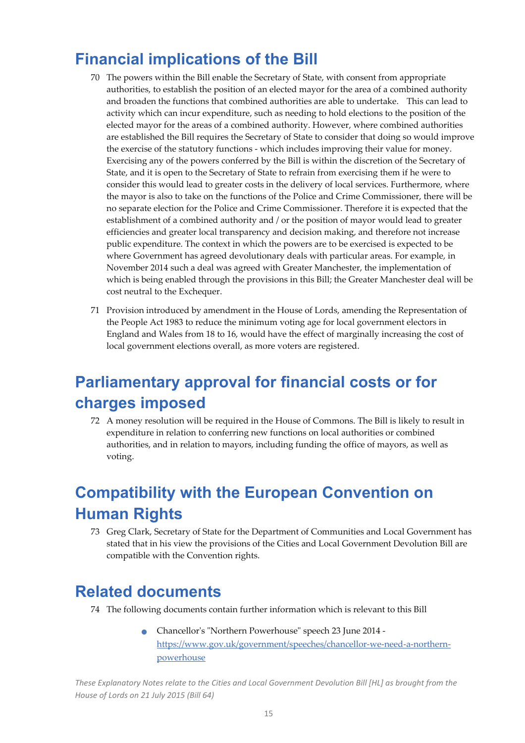## Financial implications of the Bill

70 The powers within the Bill enable the Secretary of State, with consent from appropriate authorities, to establish the position of an elected mayor for the area of a combined authority and broaden the functions that combined authorities are able to undertake. This can lead to activity which can incur expenditure, such as needing to hold elections to the position of the elected mayor for the areas of a combined authority. However, where combined authorities are established the Bill requires the Secretary of State to consider that doing so would improve the exercise of the statutory functions - which includes improving their value for money. Exercising any of the powers conferred by the Bill is within the discretion of the Secretary of State, and it is open to the Secretary of State to refrain from exercising them if he were to consider this would lead to greater costs in the delivery of local services. Furthermore, where the mayor is also to take on the functions of the Police and Crime Commissioner, there will be no separate election for the Police and Crime Commissioner. Therefore it is expected that the establishment of a combined authority and / or the position of mayor would lead to greater efficiencies and greater local transparency and decision making, and therefore not increase public expenditure. The context in which the powers are to be exercised is expected to be where Government has agreed devolutionary deals with particular areas. For example, in November 2014 such a deal was agreed with Greater Manchester, the implementation of which is being enabled through the provisions in this Bill; the Greater Manchester deal will be cost neutral to the Exchequer.

71 Provision introduced by amendment in the House of Lords, amending the Representation of the People Act 1983 to reduce the minimum voting age for local government electors in England and Wales from 18 to 16, would have the effect of marginally increasing the cost of local government elections overall, as more voters are registered.

## Parliamentary approval for financial costs or for charges imposed

72 A money resolution will be required in the House of Commons. The Bill is likely to result in expenditure in relation to conferring new functions on local authorities or combined authorities, and in relation to mayors, including funding the office of mayors, as well as voting.

## Compatibility with the European Convention on Human Rights

73 Greg Clark, Secretary of State for the Department of Communities and Local Government has stated that in his view the provisions of the Cities and Local Government Devolution Bill are compatible with the Convention rights.

## Related documents

74 The following documents contain further information which is relevant to this Bill

- Chancellor's "Northern Powerhouse" speech 23 June 2014 - https://www.gov.uk/government/speeches/chancellor-we-need-a-northern-powerhouse

*These Explanatory Notes relate to the Cities and Local Government Devolution Bill [HL] as brought from the House of Lords on 21 July 2015 (Bill 64)*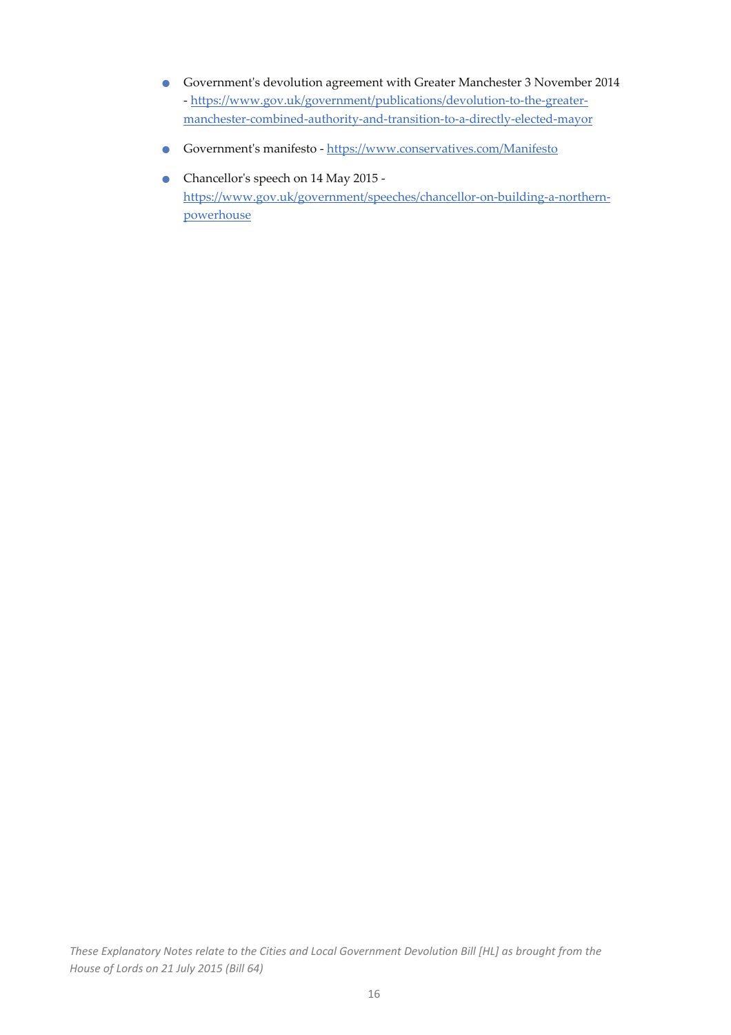- Government's devolution agreement with Greater Manchester 3 November 2014 - https://www.gov.uk/government/publications/devolution-to-the-greater-manchester-combined-authority-and-transition-to-a-directly-elected-mayor
- Government's manifesto - https://www.conservatives.com/Manifesto
- Chancellor's speech on 14 May 2015 - https://www.gov.uk/government/speeches/chancellor-on-building-a-northern-powerhouse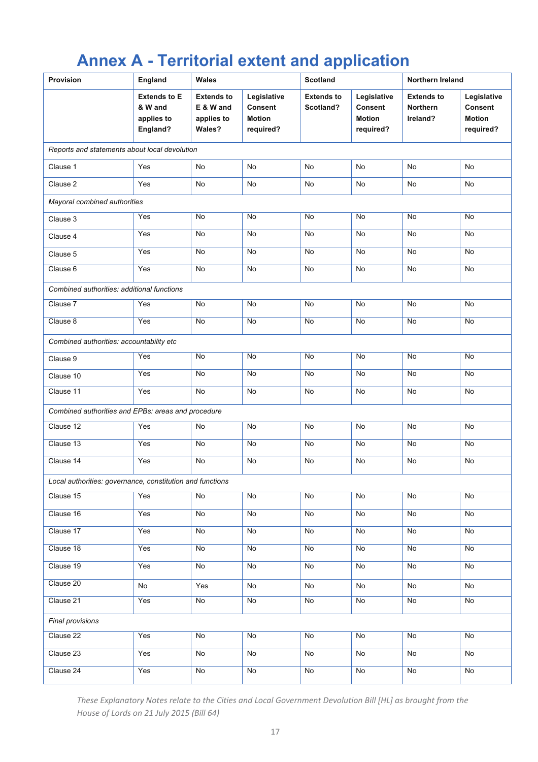# Annex A - Territorial extent and application

| Provision | England | Wales | | Scotland | | Northern Ireland | |
|---|---|---|---|---|---|---|---|
| | **Extends to E & W and applies to England?** | **Extends to E & W and applies to Wales?** | **Legislative Consent Motion required?** | **Extends to Scotland?** | **Legislative Consent Motion required?** | **Extends to Northern Ireland?** | **Legislative Consent Motion required?** |
| *Reports and statements about local devolution* | | | | | | | |
| Clause 1 | Yes | No | No | No | No | No | No |
| Clause 2 | Yes | No | No | No | No | No | No |
| *Mayoral combined authorities* | | | | | | | |
| Clause 3 | Yes | No | No | No | No | No | No |
| Clause 4 | Yes | No | No | No | No | No | No |
| Clause 5 | Yes | No | No | No | No | No | No |
| Clause 6 | Yes | No | No | No | No | No | No |
| *Combined authorities: additional functions* | | | | | | | |
| Clause 7 | Yes | No | No | No | No | No | No |
| Clause 8 | Yes | No | No | No | No | No | No |
| *Combined authorities: accountability etc* | | | | | | | |
| Clause 9 | Yes | No | No | No | No | No | No |
| Clause 10 | Yes | No | No | No | No | No | No |
| Clause 11 | Yes | No | No | No | No | No | No |
| *Combined authorities and EPBs: areas and procedure* | | | | | | | |
| Clause 12 | Yes | No | No | No | No | No | No |
| Clause 13 | Yes | No | No | No | No | No | No |
| Clause 14 | Yes | No | No | No | No | No | No |
| *Local authorities: governance, constitution and functions* | | | | | | | |
| Clause 15 | Yes | No | No | No | No | No | No |
| Clause 16 | Yes | No | No | No | No | No | No |
| Clause 17 | Yes | No | No | No | No | No | No |
| Clause 18 | Yes | No | No | No | No | No | No |
| Clause 19 | Yes | No | No | No | No | No | No |
| Clause 20 | No | Yes | No | No | No | No | No |
| Clause 21 | Yes | No | No | No | No | No | No |
| *Final provisions* | | | | | | | |
| Clause 22 | Yes | No | No | No | No | No | No |
| Clause 23 | Yes | No | No | No | No | No | No |
| Clause 24 | Yes | No | No | No | No | No | No |

*These Explanatory Notes relate to the Cities and Local Government Devolution Bill [HL] as brought from the House of Lords on 21 July 2015 (Bill 64)*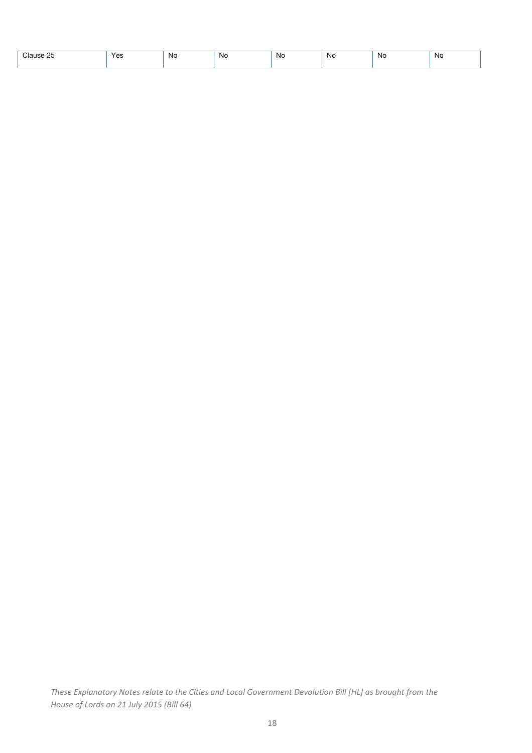| Clause 25 | Yes | No | No | No | No | No | No |
|---|---|---|---|---|---|---|---|

*These Explanatory Notes relate to the Cities and Local Government Devolution Bill [HL] as brought from the House of Lords on 21 July 2015 (Bill 64)*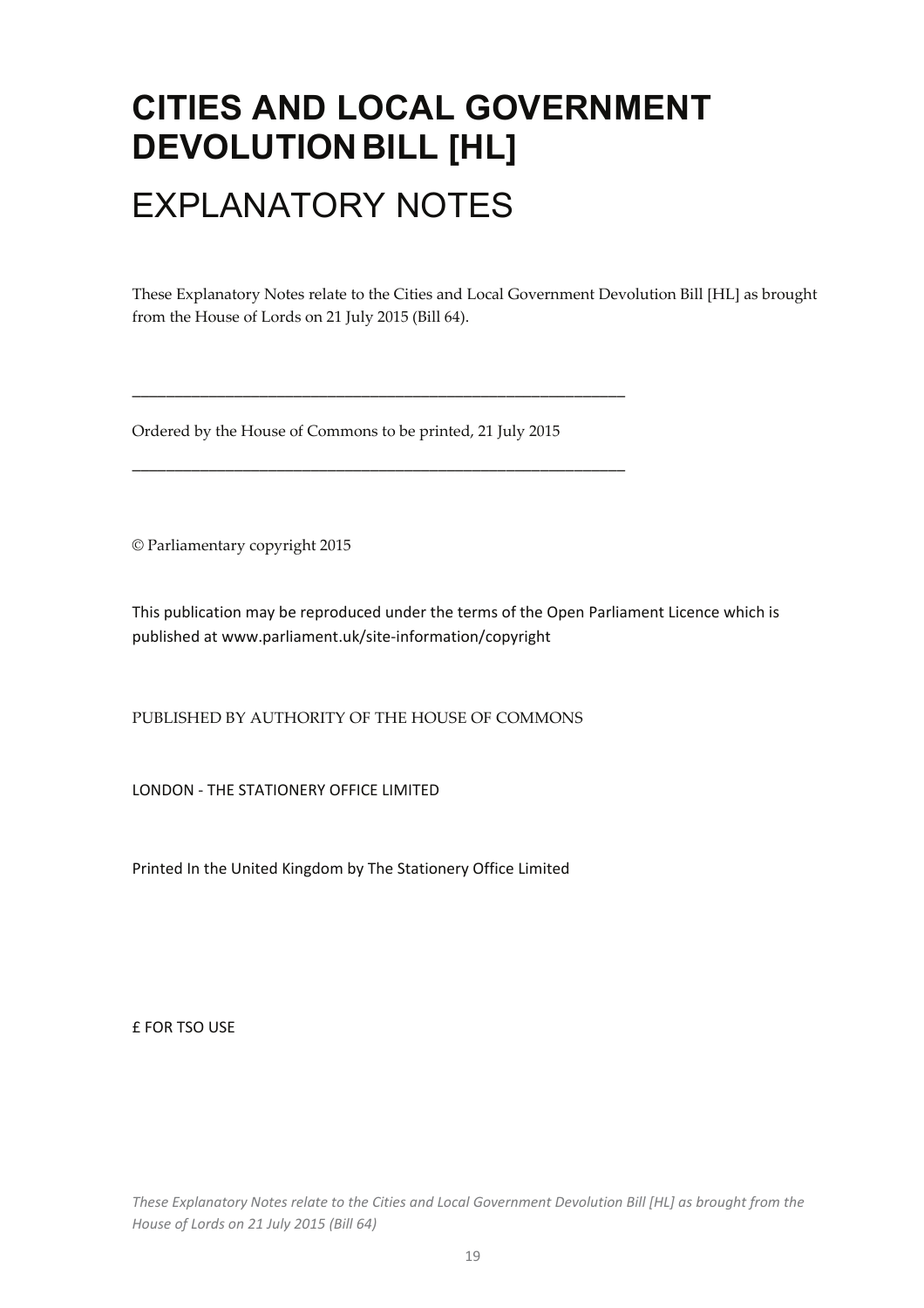# CITIES AND LOCAL GOVERNMENT DEVOLUTION BILL [HL]

# EXPLANATORY NOTES

These Explanatory Notes relate to the Cities and Local Government Devolution Bill [HL] as brought from the House of Lords on 21 July 2015 (Bill 64).

---

Ordered by the House of Commons to be printed, 21 July 2015

---

© Parliamentary copyright 2015

This publication may be reproduced under the terms of the Open Parliament Licence which is published at www.parliament.uk/site-information/copyright

PUBLISHED BY AUTHORITY OF THE HOUSE OF COMMONS

LONDON - THE STATIONERY OFFICE LIMITED

Printed In the United Kingdom by The Stationery Office Limited

£ FOR TSO USE